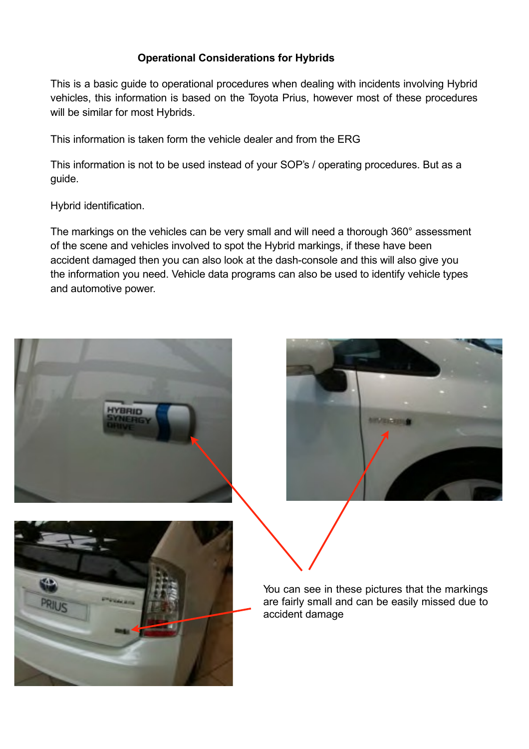### Operational Considerations for Hybrids

This is a basic guide to operational procedures when dealing with incidents involving Hybrid vehicles, this information is based on the Toyota Prius, however most of these procedures will be similar for most Hybrids.

This information is taken form the vehicle dealer and from the ERG

This information is not to be used instead of your SOP's / operating procedures. But as a guide.

Hybrid identification.

The markings on the vehicles can be very small and will need a thorough 360° assessment of the scene and vehicles involved to spot the Hybrid markings, if these have been accident damaged then you can also look at the dash-console and this will also give you the information you need. Vehicle data programs can also be used to identify vehicle types and automotive power.

You can see in these pictures that the markings are fairly small and can be easily missed due to accident damage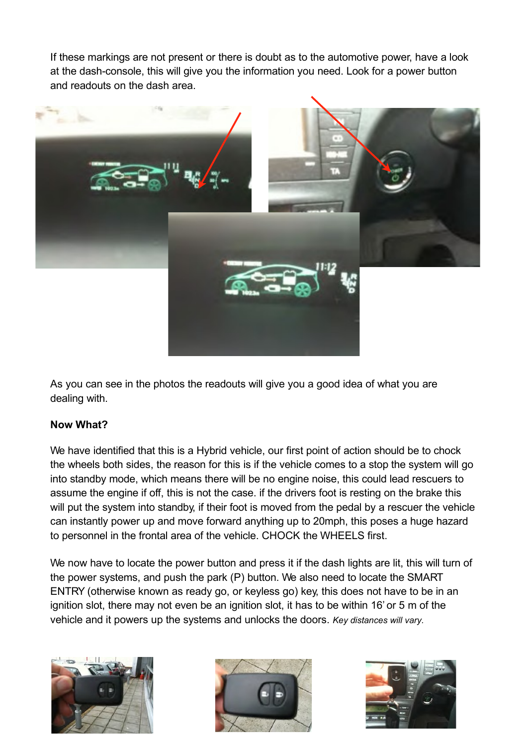If these markings are not present or there is doubt as to the automotive power, have a look at the dash-console, this will give you the information you need. Look for a power button and readouts on the dash area.

As you can see in the photos the readouts will give you a good idea of what you are dealing with.

**Now What?**

We have identified that this is a Hybrid vehicle, our first point of action should be to chock the wheels both sides, the reason for this is if the vehicle comes to a stop the system will go into standby mode, which means there will be no engine noise, this could lead rescuers to assume the engine if off, this is not the case. if the drivers foot is resting on the brake this will put the system into standby, if their foot is moved from the pedal by a rescuer the vehicle can instantly power up and move forward anything up to 20mph, this poses a huge hazard to personnel in the frontal area of the vehicle. CHOCK the WHEELS first.

We now have to locate the power button and press it if the dash lights are lit, this will turn of the power systems, and push the park (P) button. We also need to locate the SMART ENTRY (otherwise known as ready go, or keyless go) key, this does not have to be in an ignition slot, there may not even be an ignition slot, it has to be within 16' or 5 m of the vehicle and it powers up the systems and unlocks the doors. *Key distances will vary.*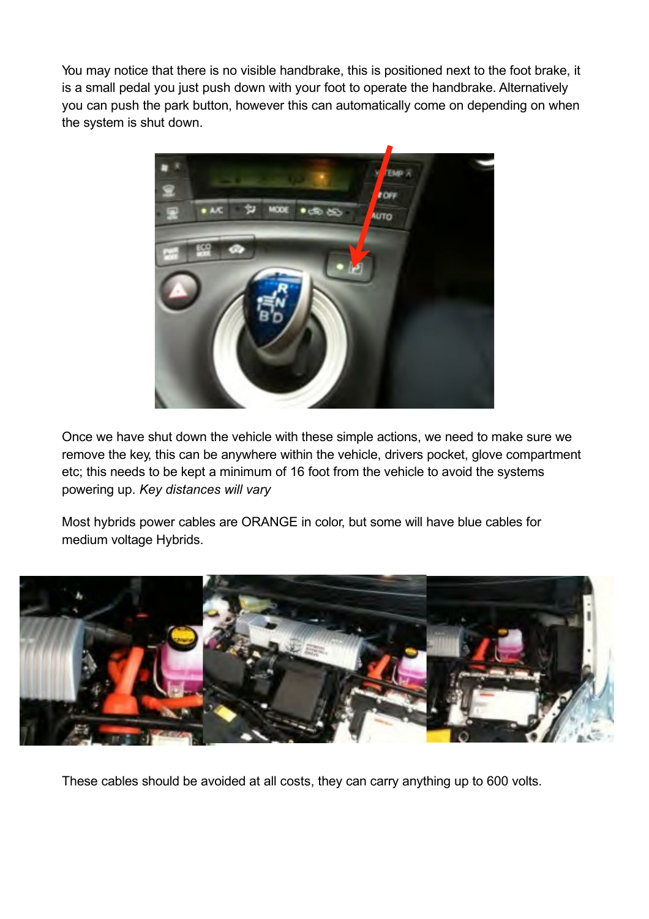You may notice that there is no visible handbrake, this is positioned next to the foot brake, it is a small pedal you just push down with your foot to operate the handbrake. Alternatively you can push the park button, however this can automatically come on depending on when the system is shut down.

Once we have shut down the vehicle with these simple actions, we need to make sure we remove the key, this can be anywhere within the vehicle, drivers pocket, glove compartment etc; this needs to be kept a minimum of 16 foot from the vehicle to avoid the systems powering up. *Key distances will vary*

Most hybrids power cables are ORANGE in color, but some will have blue cables for medium voltage Hybrids.

These cables should be avoided at all costs, they can carry anything up to 600 volts.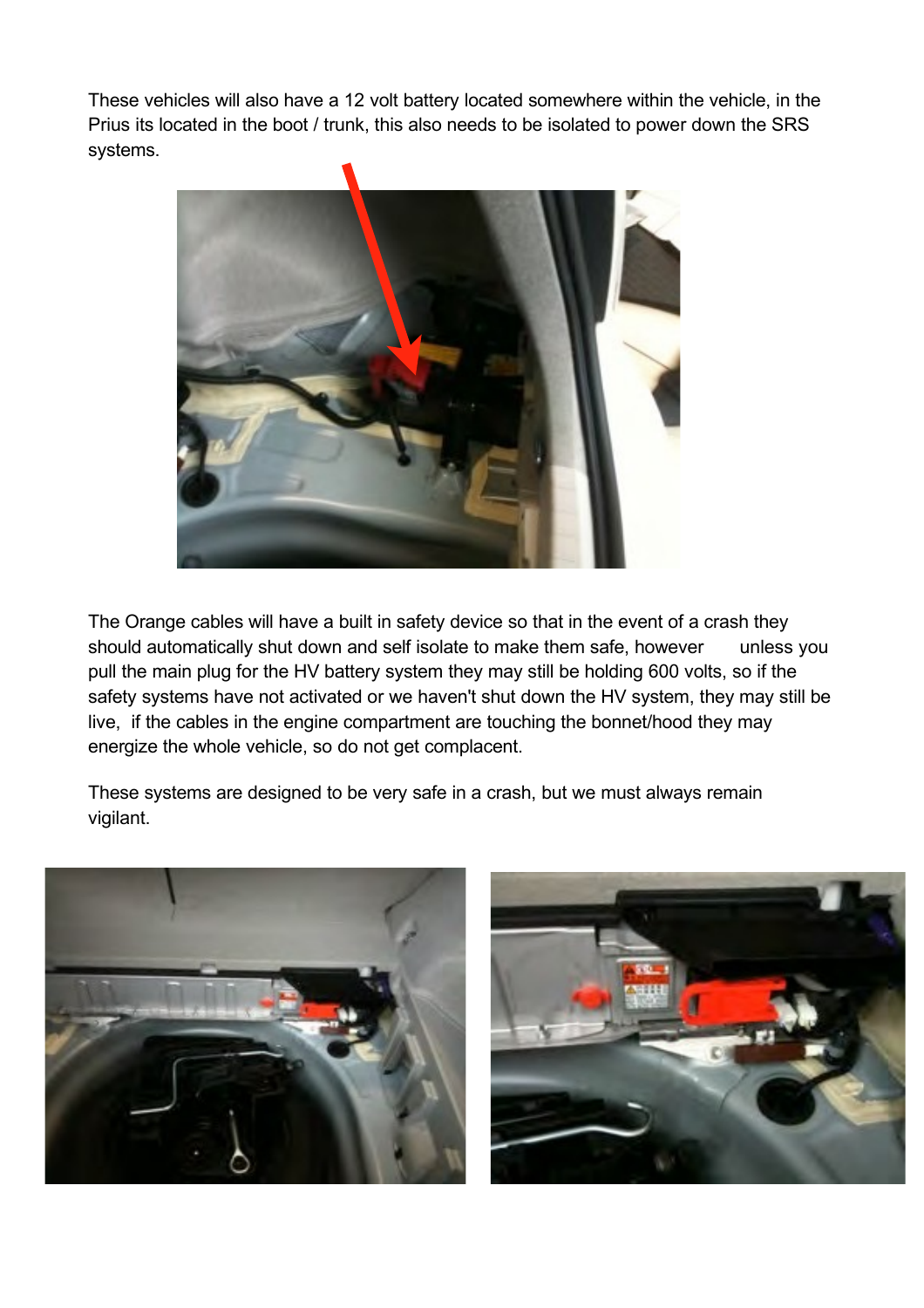These vehicles will also have a 12 volt battery located somewhere within the vehicle, in the Prius its located in the boot / trunk, this also needs to be isolated to power down the SRS systems.

The Orange cables will have a built in safety device so that in the event of a crash they should automatically shut down and self isolate to make them safe, however unless you pull the main plug for the HV battery system they may still be holding 600 volts, so if the safety systems have not activated or we haven't shut down the HV system, they may still be live, if the cables in the engine compartment are touching the bonnet/hood they may energize the whole vehicle, so do not get complacent.

These systems are designed to be very safe in a crash, but we must always remain vigilant.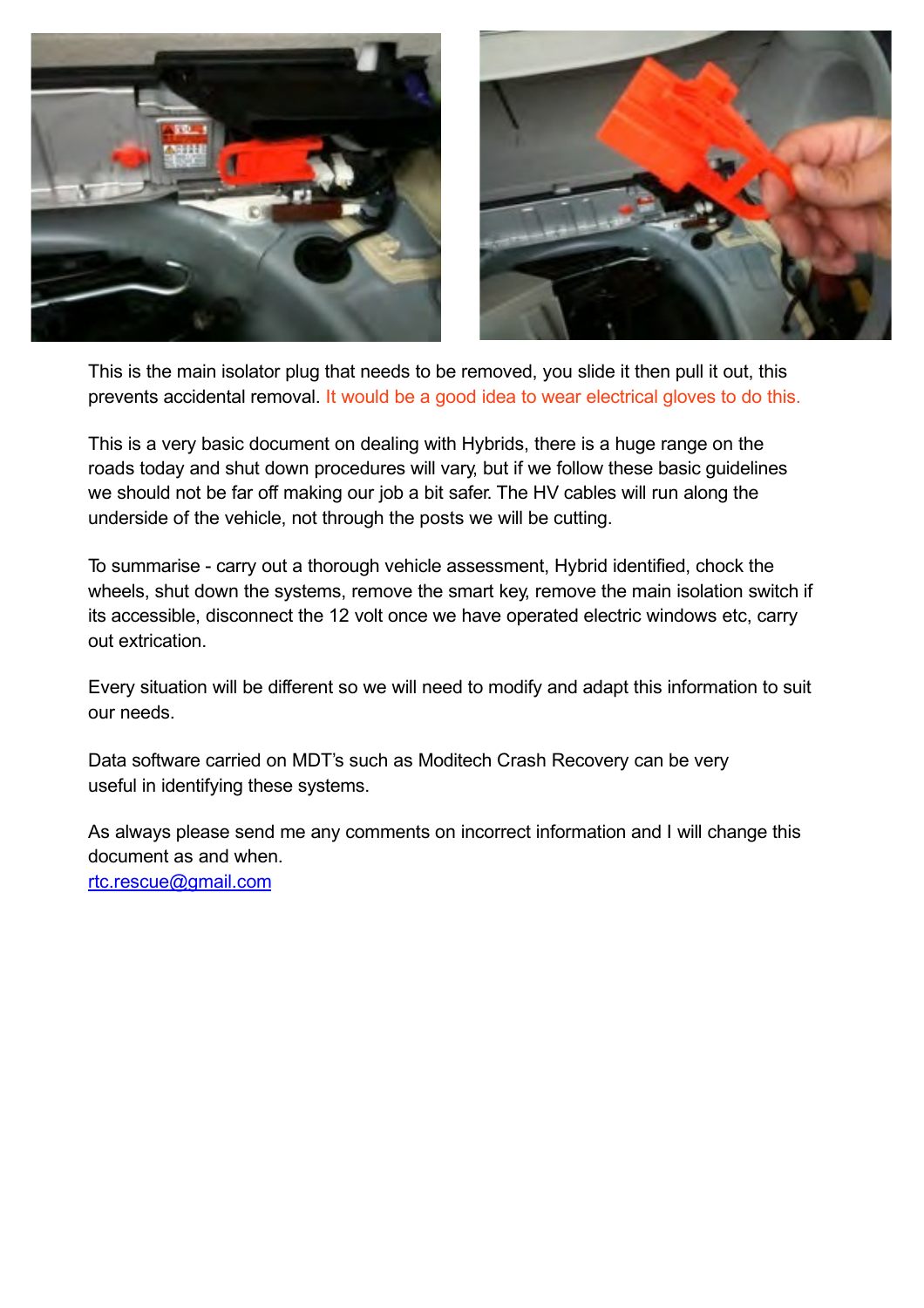This is the main isolator plug that needs to be removed, you slide it then pull it out, this prevents accidental removal. It would be a good idea to wear electrical gloves to do this.

This is a very basic document on dealing with Hybrids, there is a huge range on the roads today and shut down procedures will vary, but if we follow these basic guidelines we should not be far off making our job a bit safer. The HV cables will run along the underside of the vehicle, not through the posts we will be cutting.

To summarise - carry out a thorough vehicle assessment, Hybrid identified, chock the wheels, shut down the systems, remove the smart key, remove the main isolation switch if its accessible, disconnect the 12 volt once we have operated electric windows etc, carry out extrication.

Every situation will be different so we will need to modify and adapt this information to suit our needs.

Data software carried on MDT's such as Moditech Crash Recovery can be very useful in identifying these systems.

As always please send me any comments on incorrect information and I will change this document as and when.
[rtc.rescue@gmail.com](mailto:rtc.rescue@gmail.com)